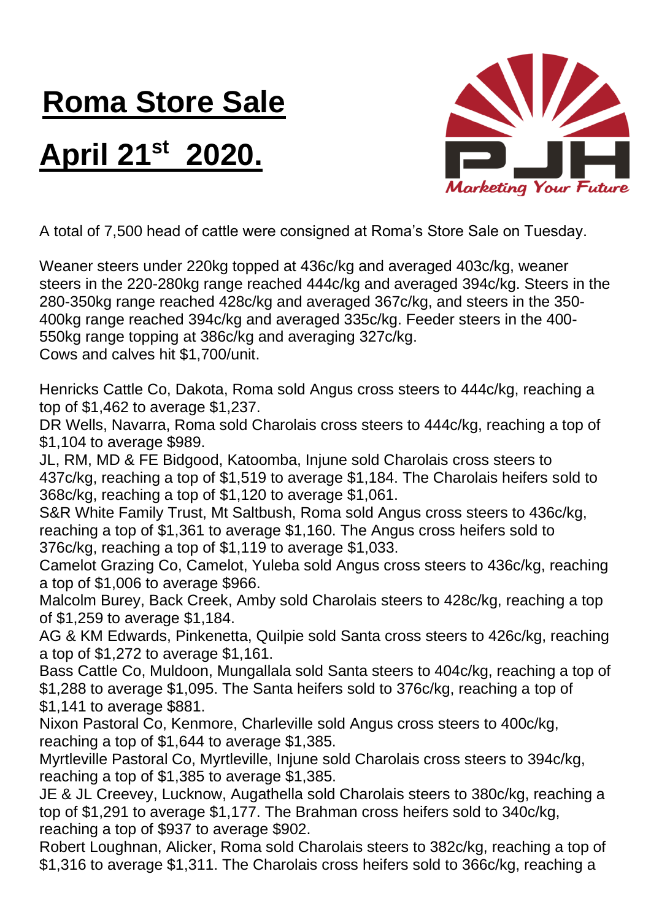# Roma Store Sale

# April 21st 2020.

Marketing Your Future

A total of 7,500 head of cattle were consigned at Roma's Store Sale on Tuesday.

Weaner steers under 220kg topped at 436c/kg and averaged 403c/kg, weaner steers in the 220-280kg range reached 444c/kg and averaged 394c/kg. Steers in the 280-350kg range reached 428c/kg and averaged 367c/kg, and steers in the 350-400kg range reached 394c/kg and averaged 335c/kg. Feeder steers in the 400-550kg range topping at 386c/kg and averaging 327c/kg.
Cows and calves hit $1,700/unit.

Henricks Cattle Co, Dakota, Roma sold Angus cross steers to 444c/kg, reaching a top of $1,462 to average $1,237.
DR Wells, Navarra, Roma sold Charolais cross steers to 444c/kg, reaching a top of $1,104 to average $989.
JL, RM, MD & FE Bidgood, Katoomba, Injune sold Charolais cross steers to 437c/kg, reaching a top of $1,519 to average $1,184. The Charolais heifers sold to 368c/kg, reaching a top of $1,120 to average $1,061.
S&R White Family Trust, Mt Saltbush, Roma sold Angus cross steers to 436c/kg, reaching a top of $1,361 to average $1,160. The Angus cross heifers sold to 376c/kg, reaching a top of $1,119 to average $1,033.
Camelot Grazing Co, Camelot, Yuleba sold Angus cross steers to 436c/kg, reaching a top of $1,006 to average $966.
Malcolm Burey, Back Creek, Amby sold Charolais steers to 428c/kg, reaching a top of $1,259 to average $1,184.
AG & KM Edwards, Pinkenetta, Quilpie sold Santa cross steers to 426c/kg, reaching a top of $1,272 to average $1,161.
Bass Cattle Co, Muldoon, Mungallala sold Santa steers to 404c/kg, reaching a top of $1,288 to average $1,095. The Santa heifers sold to 376c/kg, reaching a top of $1,141 to average $881.
Nixon Pastoral Co, Kenmore, Charleville sold Angus cross steers to 400c/kg, reaching a top of $1,644 to average $1,385.
Myrtleville Pastoral Co, Myrtleville, Injune sold Charolais cross steers to 394c/kg, reaching a top of $1,385 to average $1,385.
JE & JL Creevey, Lucknow, Augathella sold Charolais steers to 380c/kg, reaching a top of $1,291 to average $1,177. The Brahman cross heifers sold to 340c/kg, reaching a top of $937 to average $902.
Robert Loughnan, Alicker, Roma sold Charolais steers to 382c/kg, reaching a top of $1,316 to average $1,311. The Charolais cross heifers sold to 366c/kg, reaching a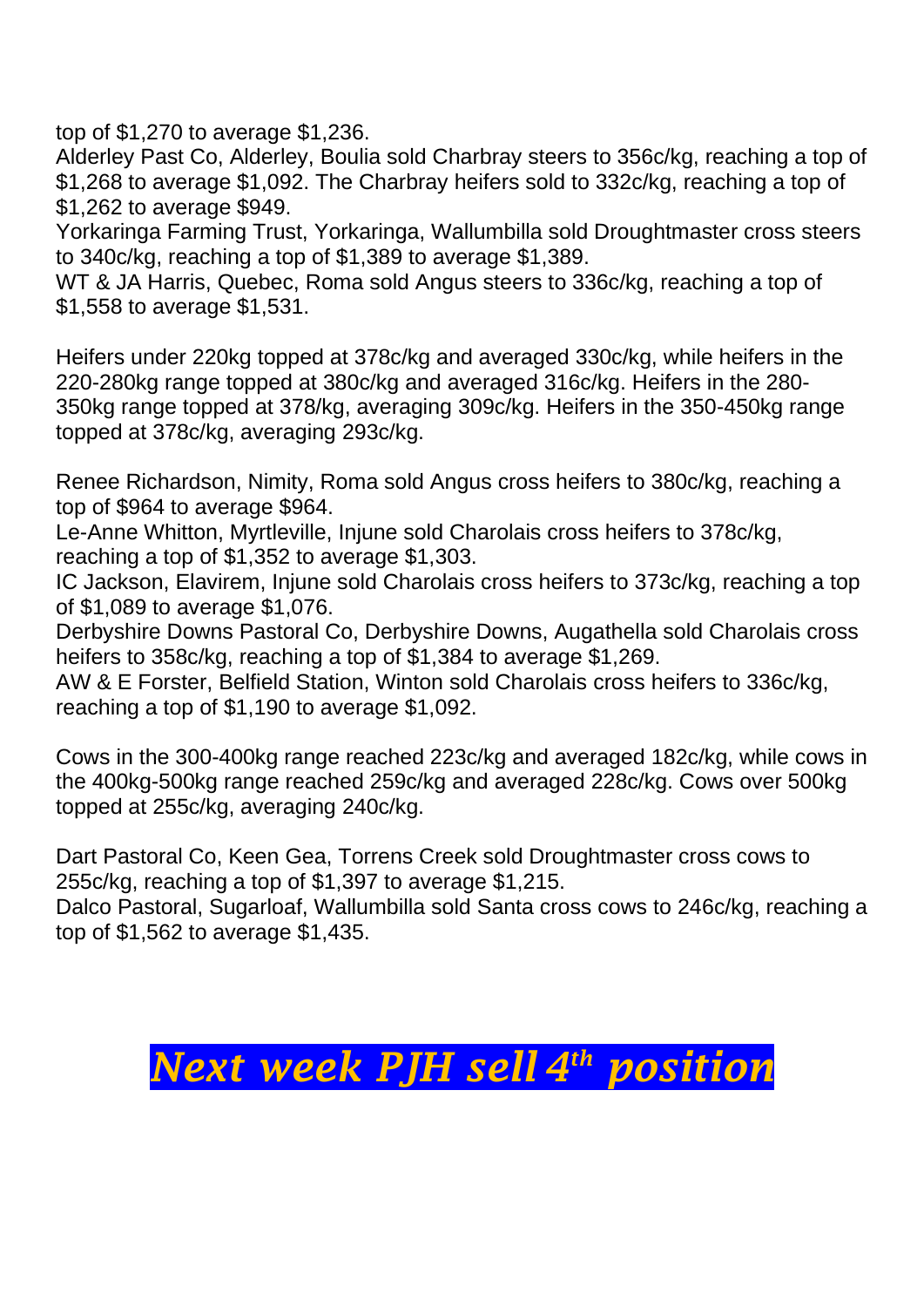top of $1,270 to average $1,236.
Alderley Past Co, Alderley, Boulia sold Charbray steers to 356c/kg, reaching a top of $1,268 to average $1,092. The Charbray heifers sold to 332c/kg, reaching a top of $1,262 to average $949.
Yorkaringa Farming Trust, Yorkaringa, Wallumbilla sold Droughtmaster cross steers to 340c/kg, reaching a top of $1,389 to average $1,389.
WT & JA Harris, Quebec, Roma sold Angus steers to 336c/kg, reaching a top of $1,558 to average $1,531.

Heifers under 220kg topped at 378c/kg and averaged 330c/kg, while heifers in the 220-280kg range topped at 380c/kg and averaged 316c/kg. Heifers in the 280-350kg range topped at 378/kg, averaging 309c/kg. Heifers in the 350-450kg range topped at 378c/kg, averaging 293c/kg.

Renee Richardson, Nimity, Roma sold Angus cross heifers to 380c/kg, reaching a top of $964 to average $964.
Le-Anne Whitton, Myrtleville, Injune sold Charolais cross heifers to 378c/kg, reaching a top of $1,352 to average $1,303.
IC Jackson, Elavirem, Injune sold Charolais cross heifers to 373c/kg, reaching a top of $1,089 to average $1,076.
Derbyshire Downs Pastoral Co, Derbyshire Downs, Augathella sold Charolais cross heifers to 358c/kg, reaching a top of $1,384 to average $1,269.
AW & E Forster, Belfield Station, Winton sold Charolais cross heifers to 336c/kg, reaching a top of $1,190 to average $1,092.

Cows in the 300-400kg range reached 223c/kg and averaged 182c/kg, while cows in the 400kg-500kg range reached 259c/kg and averaged 228c/kg. Cows over 500kg topped at 255c/kg, averaging 240c/kg.

Dart Pastoral Co, Keen Gea, Torrens Creek sold Droughtmaster cross cows to 255c/kg, reaching a top of $1,397 to average $1,215.
Dalco Pastoral, Sugarloaf, Wallumbilla sold Santa cross cows to 246c/kg, reaching a top of $1,562 to average $1,435.

# *Next week PJH sell 4th position*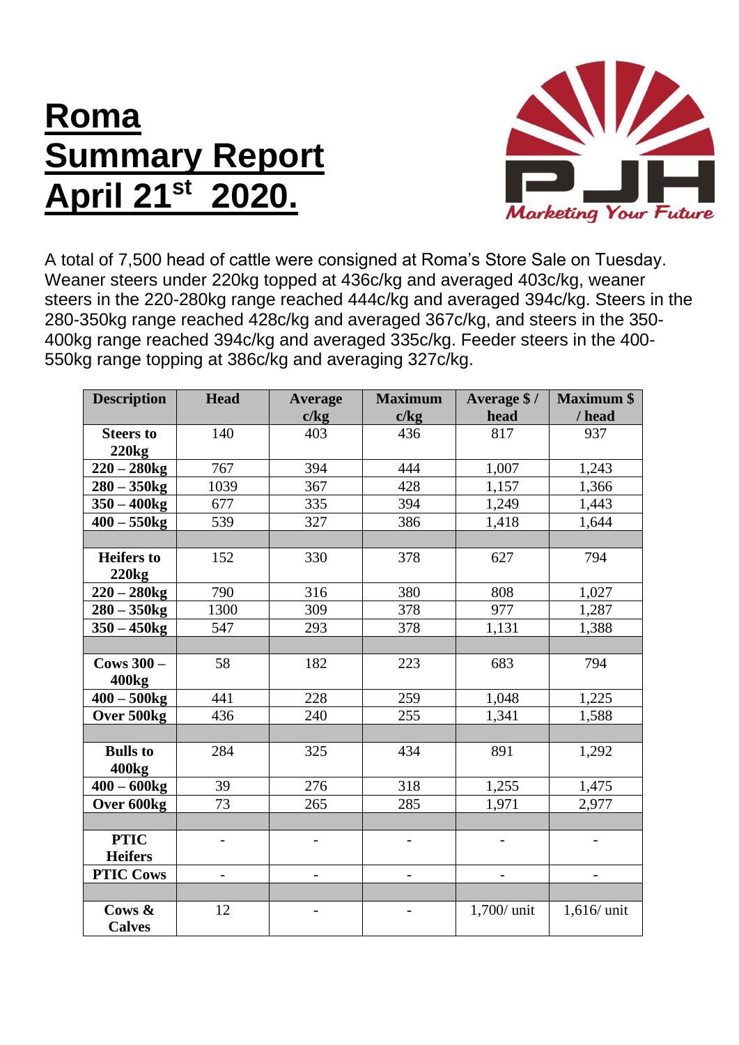# Roma Summary Report April 21st 2020.

Marketing Your Future

A total of 7,500 head of cattle were consigned at Roma's Store Sale on Tuesday. Weaner steers under 220kg topped at 436c/kg and averaged 403c/kg, weaner steers in the 220-280kg range reached 444c/kg and averaged 394c/kg. Steers in the 280-350kg range reached 428c/kg and averaged 367c/kg, and steers in the 350-400kg range reached 394c/kg and averaged 335c/kg. Feeder steers in the 400-550kg range topping at 386c/kg and averaging 327c/kg.

| Description | Head | Average c/kg | Maximum c/kg | Average $ / head | Maximum $ / head |
|---|---|---|---|---|---|
| **Steers to 220kg** | 140 | 403 | 436 | 817 | 937 |
| **220 – 280kg** | 767 | 394 | 444 | 1,007 | 1,243 |
| **280 – 350kg** | 1039 | 367 | 428 | 1,157 | 1,366 |
| **350 – 400kg** | 677 | 335 | 394 | 1,249 | 1,443 |
| **400 – 550kg** | 539 | 327 | 386 | 1,418 | 1,644 |
| | | | | | |
| **Heifers to 220kg** | 152 | 330 | 378 | 627 | 794 |
| **220 – 280kg** | 790 | 316 | 380 | 808 | 1,027 |
| **280 – 350kg** | 1300 | 309 | 378 | 977 | 1,287 |
| **350 – 450kg** | 547 | 293 | 378 | 1,131 | 1,388 |
| | | | | | |
| **Cows 300 – 400kg** | 58 | 182 | 223 | 683 | 794 |
| **400 – 500kg** | 441 | 228 | 259 | 1,048 | 1,225 |
| **Over 500kg** | 436 | 240 | 255 | 1,341 | 1,588 |
| | | | | | |
| **Bulls to 400kg** | 284 | 325 | 434 | 891 | 1,292 |
| **400 – 600kg** | 39 | 276 | 318 | 1,255 | 1,475 |
| **Over 600kg** | 73 | 265 | 285 | 1,971 | 2,977 |
| | | | | | |
| **PTIC Heifers** | - | - | - | - | - |
| **PTIC Cows** | - | - | - | - | - |
| | | | | | |
| **Cows & Calves** | 12 | - | - | 1,700/ unit | 1,616/ unit |